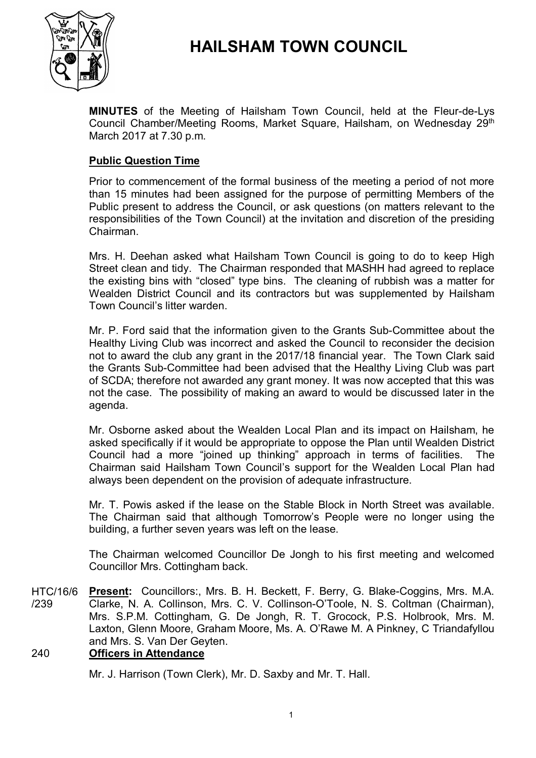# HAILSHAM TOWN COUNCIL

**MINUTES** of the Meeting of Hailsham Town Council, held at the Fleur-de-Lys Council Chamber/Meeting Rooms, Market Square, Hailsham, on Wednesday 29th March 2017 at 7.30 p.m.

## Public Question Time

Prior to commencement of the formal business of the meeting a period of not more than 15 minutes had been assigned for the purpose of permitting Members of the Public present to address the Council, or ask questions (on matters relevant to the responsibilities of the Town Council) at the invitation and discretion of the presiding Chairman.

Mrs. H. Deehan asked what Hailsham Town Council is going to do to keep High Street clean and tidy. The Chairman responded that MASHH had agreed to replace the existing bins with "closed" type bins. The cleaning of rubbish was a matter for Wealden District Council and its contractors but was supplemented by Hailsham Town Council's litter warden.

Mr. P. Ford said that the information given to the Grants Sub-Committee about the Healthy Living Club was incorrect and asked the Council to reconsider the decision not to award the club any grant in the 2017/18 financial year. The Town Clark said the Grants Sub-Committee had been advised that the Healthy Living Club was part of SCDA; therefore not awarded any grant money. It was now accepted that this was not the case. The possibility of making an award to would be discussed later in the agenda.

Mr. Osborne asked about the Wealden Local Plan and its impact on Hailsham, he asked specifically if it would be appropriate to oppose the Plan until Wealden District Council had a more "joined up thinking" approach in terms of facilities. The Chairman said Hailsham Town Council's support for the Wealden Local Plan had always been dependent on the provision of adequate infrastructure.

Mr. T. Powis asked if the lease on the Stable Block in North Street was available. The Chairman said that although Tomorrow's People were no longer using the building, a further seven years was left on the lease.

The Chairman welcomed Councillor De Jongh to his first meeting and welcomed Councillor Mrs. Cottingham back.

HTC/16/6/239 **Present:** Councillors:, Mrs. B. H. Beckett, F. Berry, G. Blake-Coggins, Mrs. M.A. Clarke, N. A. Collinson, Mrs. C. V. Collinson-O'Toole, N. S. Coltman (Chairman), Mrs. S.P.M. Cottingham, G. De Jongh, R. T. Grocock, P.S. Holbrook, Mrs. M. Laxton, Glenn Moore, Graham Moore, Ms. A. O'Rawe M. A Pinkney, C Triandafyllou and Mrs. S. Van Der Geyten.

240 **Officers in Attendance**

Mr. J. Harrison (Town Clerk), Mr. D. Saxby and Mr. T. Hall.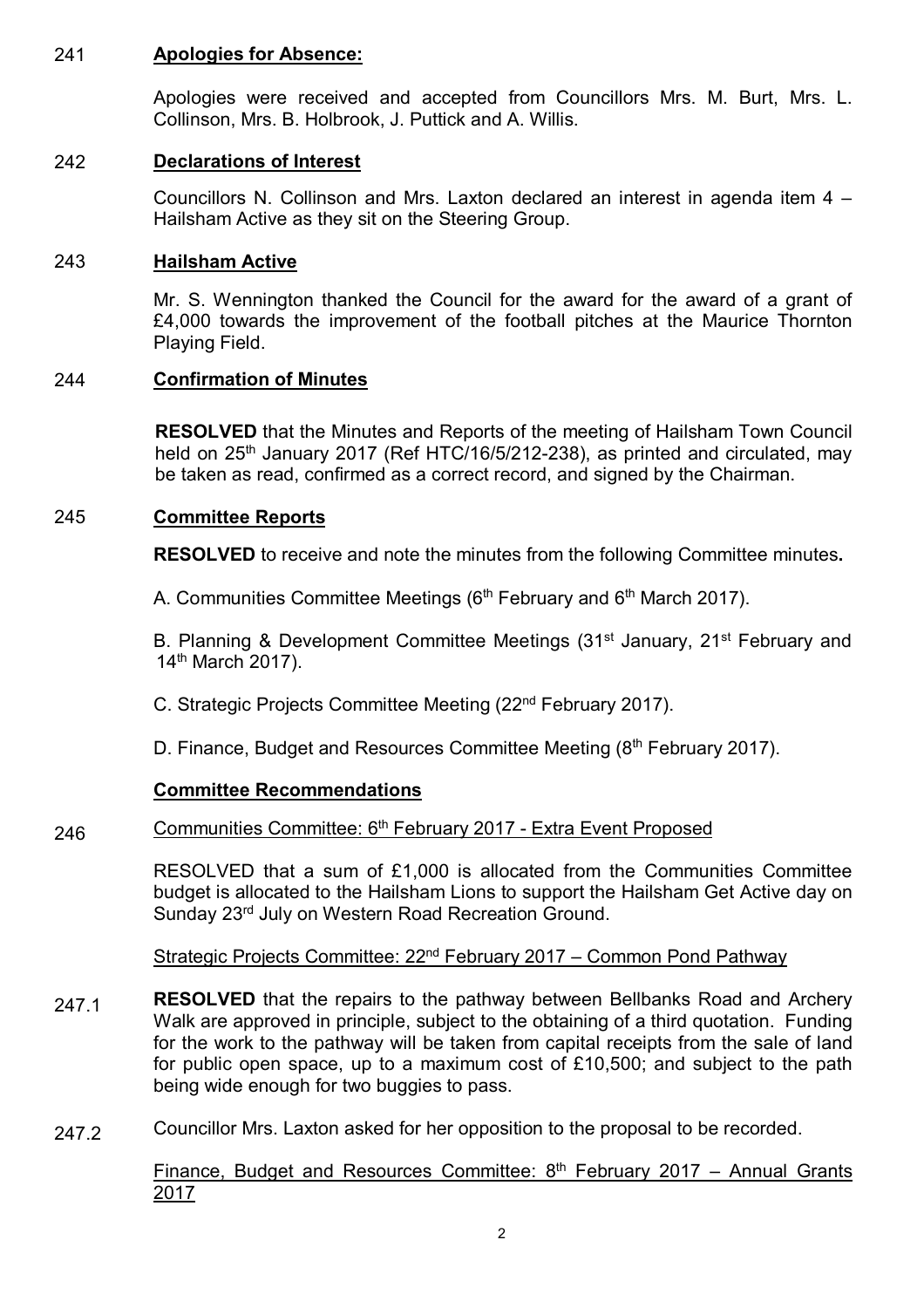241 **Apologies for Absence:**

Apologies were received and accepted from Councillors Mrs. M. Burt, Mrs. L. Collinson, Mrs. B. Holbrook, J. Puttick and A. Willis.

242 **Declarations of Interest**

Councillors N. Collinson and Mrs. Laxton declared an interest in agenda item 4 – Hailsham Active as they sit on the Steering Group.

243 **Hailsham Active**

Mr. S. Wennington thanked the Council for the award for the award of a grant of £4,000 towards the improvement of the football pitches at the Maurice Thornton Playing Field.

244 **Confirmation of Minutes**

**RESOLVED** that the Minutes and Reports of the meeting of Hailsham Town Council held on 25th January 2017 (Ref HTC/16/5/212-238), as printed and circulated, may be taken as read, confirmed as a correct record, and signed by the Chairman.

245 **Committee Reports**

**RESOLVED** to receive and note the minutes from the following Committee minutes**.**

A. Communities Committee Meetings (6th February and 6th March 2017).

B. Planning & Development Committee Meetings (31st January, 21st February and 14th March 2017).

C. Strategic Projects Committee Meeting (22nd February 2017).

D. Finance, Budget and Resources Committee Meeting (8th February 2017).

**Committee Recommendations**

246 Communities Committee: 6th February 2017 - Extra Event Proposed

RESOLVED that a sum of £1,000 is allocated from the Communities Committee budget is allocated to the Hailsham Lions to support the Hailsham Get Active day on Sunday 23rd July on Western Road Recreation Ground.

Strategic Projects Committee: 22nd February 2017 – Common Pond Pathway

247.1 **RESOLVED** that the repairs to the pathway between Bellbanks Road and Archery Walk are approved in principle, subject to the obtaining of a third quotation. Funding for the work to the pathway will be taken from capital receipts from the sale of land for public open space, up to a maximum cost of £10,500; and subject to the path being wide enough for two buggies to pass.

247.2 Councillor Mrs. Laxton asked for her opposition to the proposal to be recorded.

Finance, Budget and Resources Committee: 8th February 2017 – Annual Grants 2017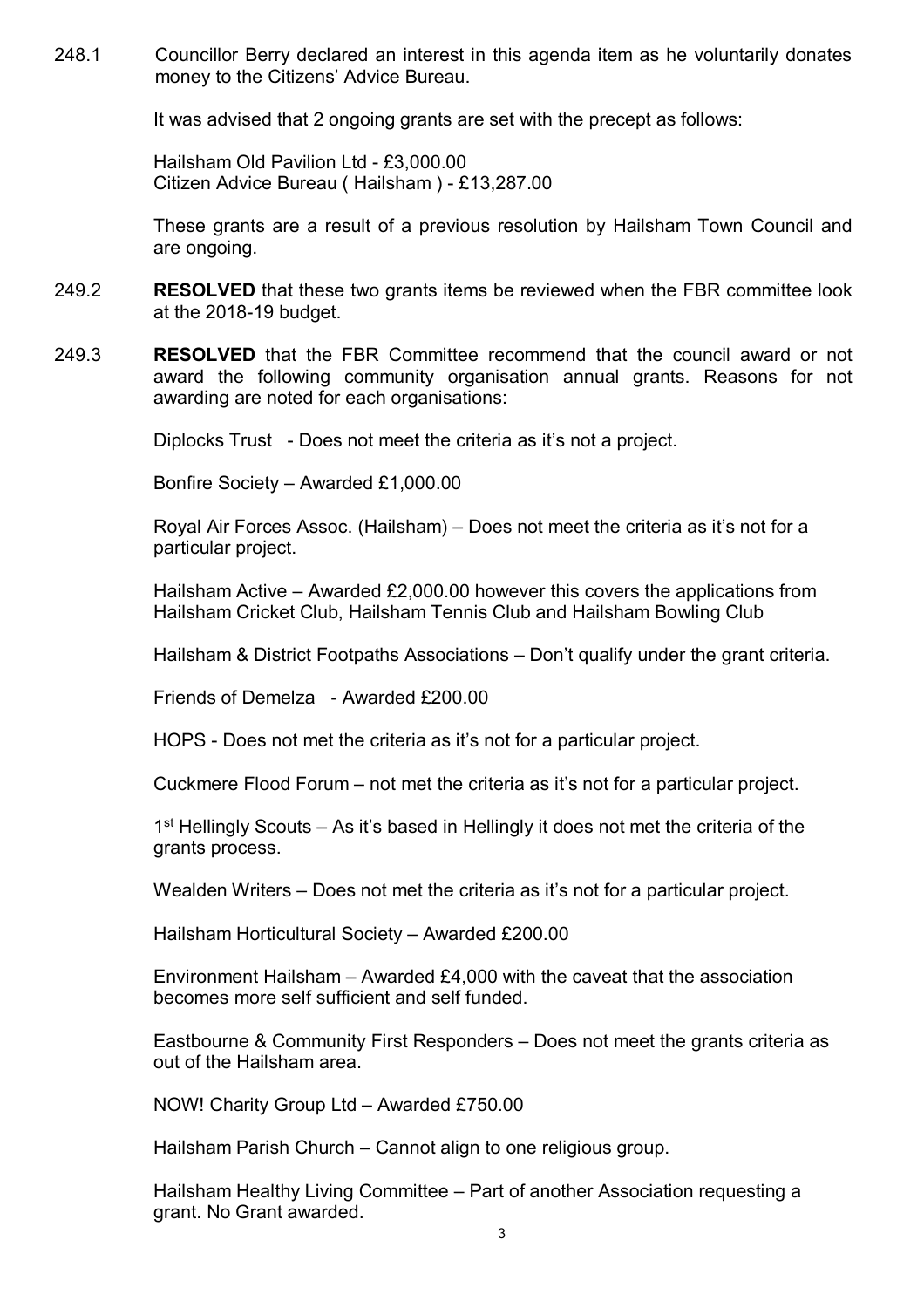248.1 Councillor Berry declared an interest in this agenda item as he voluntarily donates money to the Citizens' Advice Bureau.

It was advised that 2 ongoing grants are set with the precept as follows:

Hailsham Old Pavilion Ltd - £3,000.00
Citizen Advice Bureau ( Hailsham ) - £13,287.00

These grants are a result of a previous resolution by Hailsham Town Council and are ongoing.

249.2 **RESOLVED** that these two grants items be reviewed when the FBR committee look at the 2018-19 budget.

249.3 **RESOLVED** that the FBR Committee recommend that the council award or not award the following community organisation annual grants. Reasons for not awarding are noted for each organisations:

Diplocks Trust - Does not meet the criteria as it's not a project.

Bonfire Society – Awarded £1,000.00

Royal Air Forces Assoc. (Hailsham) – Does not meet the criteria as it's not for a particular project.

Hailsham Active – Awarded £2,000.00 however this covers the applications from Hailsham Cricket Club, Hailsham Tennis Club and Hailsham Bowling Club

Hailsham & District Footpaths Associations – Don't qualify under the grant criteria.

Friends of Demelza - Awarded £200.00

HOPS - Does not met the criteria as it's not for a particular project.

Cuckmere Flood Forum – not met the criteria as it's not for a particular project.

1st Hellingly Scouts – As it's based in Hellingly it does not met the criteria of the grants process.

Wealden Writers – Does not met the criteria as it's not for a particular project.

Hailsham Horticultural Society – Awarded £200.00

Environment Hailsham – Awarded £4,000 with the caveat that the association becomes more self sufficient and self funded.

Eastbourne & Community First Responders – Does not meet the grants criteria as out of the Hailsham area.

NOW! Charity Group Ltd – Awarded £750.00

Hailsham Parish Church – Cannot align to one religious group.

Hailsham Healthy Living Committee – Part of another Association requesting a grant. No Grant awarded.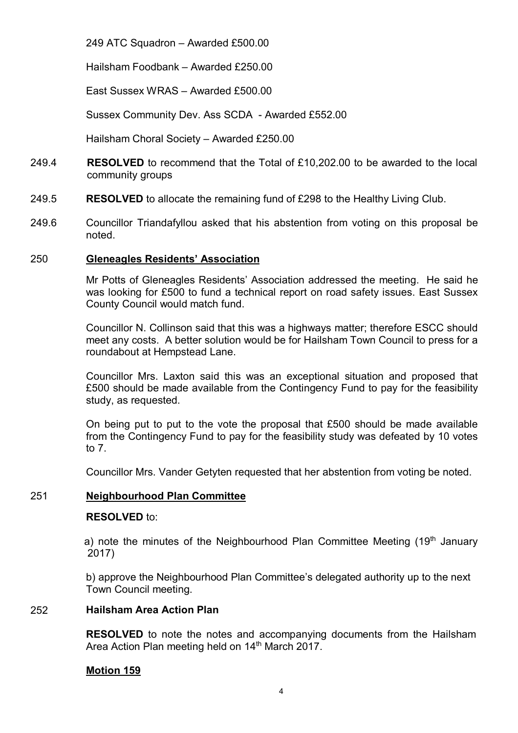249 ATC Squadron – Awarded £500.00

Hailsham Foodbank – Awarded £250.00

East Sussex WRAS – Awarded £500.00

Sussex Community Dev. Ass SCDA - Awarded £552.00

Hailsham Choral Society – Awarded £250.00

249.4 **RESOLVED** to recommend that the Total of £10,202.00 to be awarded to the local community groups

249.5 **RESOLVED** to allocate the remaining fund of £298 to the Healthy Living Club.

249.6 Councillor Triandafyllou asked that his abstention from voting on this proposal be noted.

## 250 Gleneagles Residents' Association

Mr Potts of Gleneagles Residents' Association addressed the meeting. He said he was looking for £500 to fund a technical report on road safety issues. East Sussex County Council would match fund.

Councillor N. Collinson said that this was a highways matter; therefore ESCC should meet any costs. A better solution would be for Hailsham Town Council to press for a roundabout at Hempstead Lane.

Councillor Mrs. Laxton said this was an exceptional situation and proposed that £500 should be made available from the Contingency Fund to pay for the feasibility study, as requested.

On being put to put to the vote the proposal that £500 should be made available from the Contingency Fund to pay for the feasibility study was defeated by 10 votes to 7.

Councillor Mrs. Vander Getyten requested that her abstention from voting be noted.

## 251 Neighbourhood Plan Committee

**RESOLVED** to:

a) note the minutes of the Neighbourhood Plan Committee Meeting (19th January 2017)

b) approve the Neighbourhood Plan Committee's delegated authority up to the next Town Council meeting.

## 252 Hailsham Area Action Plan

**RESOLVED** to note the notes and accompanying documents from the Hailsham Area Action Plan meeting held on 14th March 2017.

**Motion 159**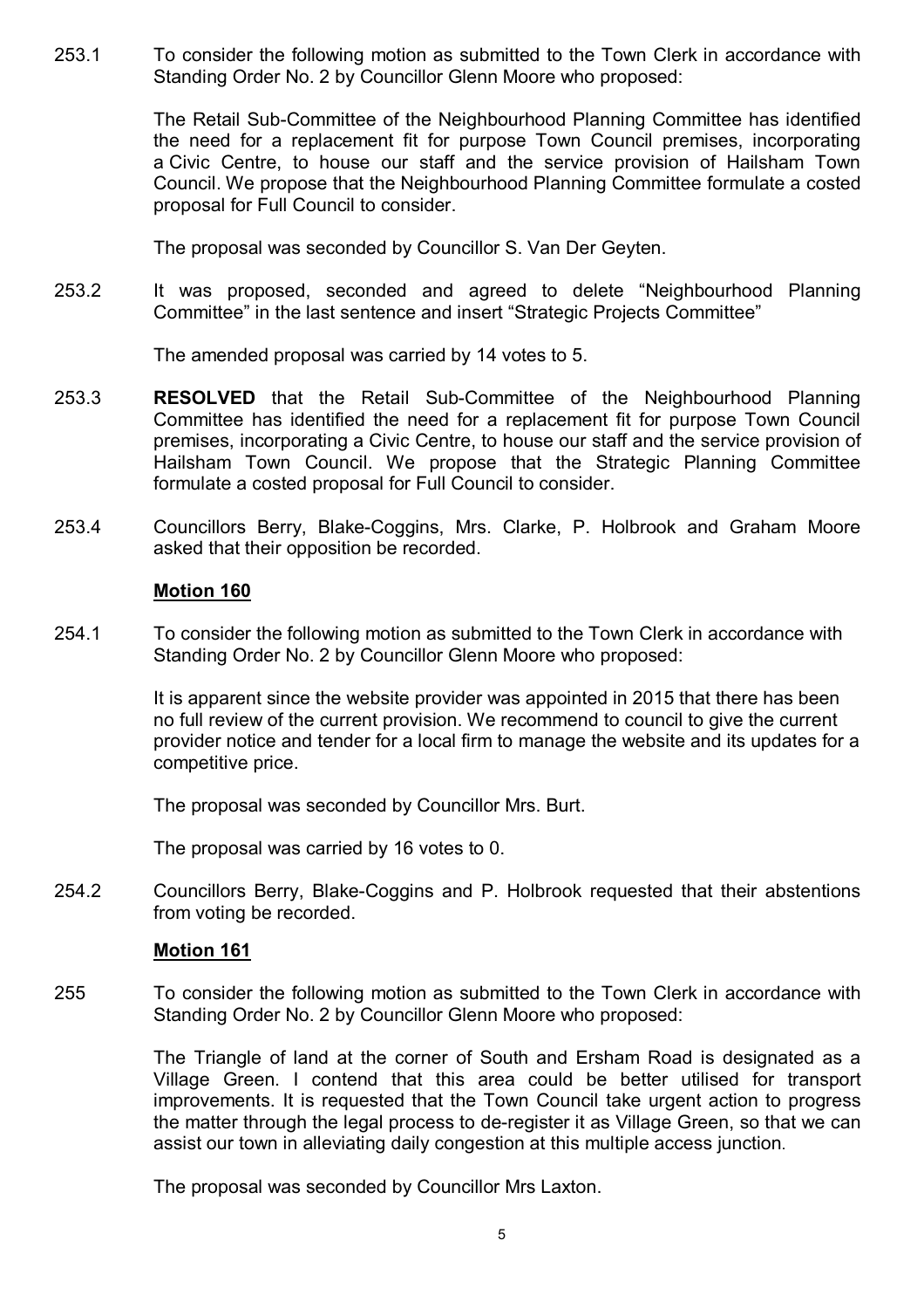253.1 To consider the following motion as submitted to the Town Clerk in accordance with Standing Order No. 2 by Councillor Glenn Moore who proposed:

The Retail Sub-Committee of the Neighbourhood Planning Committee has identified the need for a replacement fit for purpose Town Council premises, incorporating a Civic Centre, to house our staff and the service provision of Hailsham Town Council. We propose that the Neighbourhood Planning Committee formulate a costed proposal for Full Council to consider.

The proposal was seconded by Councillor S. Van Der Geyten.

253.2 It was proposed, seconded and agreed to delete "Neighbourhood Planning Committee" in the last sentence and insert "Strategic Projects Committee"

The amended proposal was carried by 14 votes to 5.

253.3 **RESOLVED** that the Retail Sub-Committee of the Neighbourhood Planning Committee has identified the need for a replacement fit for purpose Town Council premises, incorporating a Civic Centre, to house our staff and the service provision of Hailsham Town Council. We propose that the Strategic Planning Committee formulate a costed proposal for Full Council to consider.

253.4 Councillors Berry, Blake-Coggins, Mrs. Clarke, P. Holbrook and Graham Moore asked that their opposition be recorded.

**Motion 160**

254.1 To consider the following motion as submitted to the Town Clerk in accordance with Standing Order No. 2 by Councillor Glenn Moore who proposed:

It is apparent since the website provider was appointed in 2015 that there has been no full review of the current provision. We recommend to council to give the current provider notice and tender for a local firm to manage the website and its updates for a competitive price.

The proposal was seconded by Councillor Mrs. Burt.

The proposal was carried by 16 votes to 0.

254.2 Councillors Berry, Blake-Coggins and P. Holbrook requested that their abstentions from voting be recorded.

**Motion 161**

255 To consider the following motion as submitted to the Town Clerk in accordance with Standing Order No. 2 by Councillor Glenn Moore who proposed:

The Triangle of land at the corner of South and Ersham Road is designated as a Village Green. I contend that this area could be better utilised for transport improvements. It is requested that the Town Council take urgent action to progress the matter through the legal process to de-register it as Village Green, so that we can assist our town in alleviating daily congestion at this multiple access junction.

The proposal was seconded by Councillor Mrs Laxton.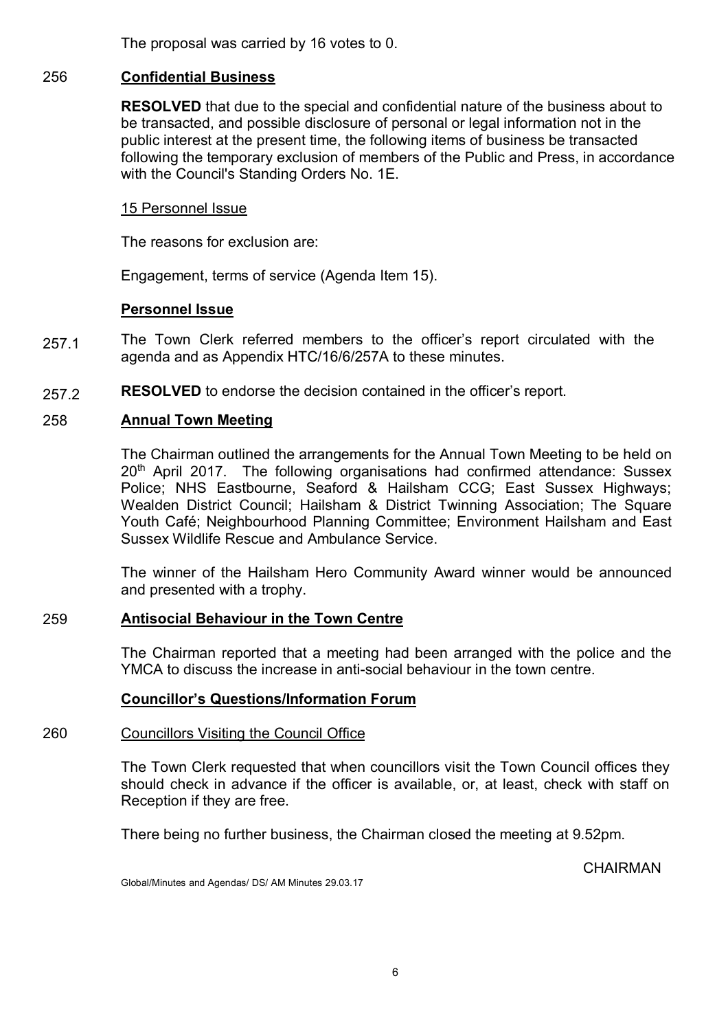The proposal was carried by 16 votes to 0.

256 **Confidential Business**

**RESOLVED** that due to the special and confidential nature of the business about to be transacted, and possible disclosure of personal or legal information not in the public interest at the present time, the following items of business be transacted following the temporary exclusion of members of the Public and Press, in accordance with the Council's Standing Orders No. 1E.

15 Personnel Issue

The reasons for exclusion are:

Engagement, terms of service (Agenda Item 15).

**Personnel Issue**

257.1 The Town Clerk referred members to the officer's report circulated with the agenda and as Appendix HTC/16/6/257A to these minutes.

257.2 **RESOLVED** to endorse the decision contained in the officer's report.

258 **Annual Town Meeting**

The Chairman outlined the arrangements for the Annual Town Meeting to be held on 20th April 2017. The following organisations had confirmed attendance: Sussex Police; NHS Eastbourne, Seaford & Hailsham CCG; East Sussex Highways; Wealden District Council; Hailsham & District Twinning Association; The Square Youth Café; Neighbourhood Planning Committee; Environment Hailsham and East Sussex Wildlife Rescue and Ambulance Service.

The winner of the Hailsham Hero Community Award winner would be announced and presented with a trophy.

259 **Antisocial Behaviour in the Town Centre**

The Chairman reported that a meeting had been arranged with the police and the YMCA to discuss the increase in anti-social behaviour in the town centre.

**Councillor's Questions/Information Forum**

260 Councillors Visiting the Council Office

The Town Clerk requested that when councillors visit the Town Council offices they should check in advance if the officer is available, or, at least, check with staff on Reception if they are free.

There being no further business, the Chairman closed the meeting at 9.52pm.

CHAIRMAN

Global/Minutes and Agendas/ DS/ AM Minutes 29.03.17